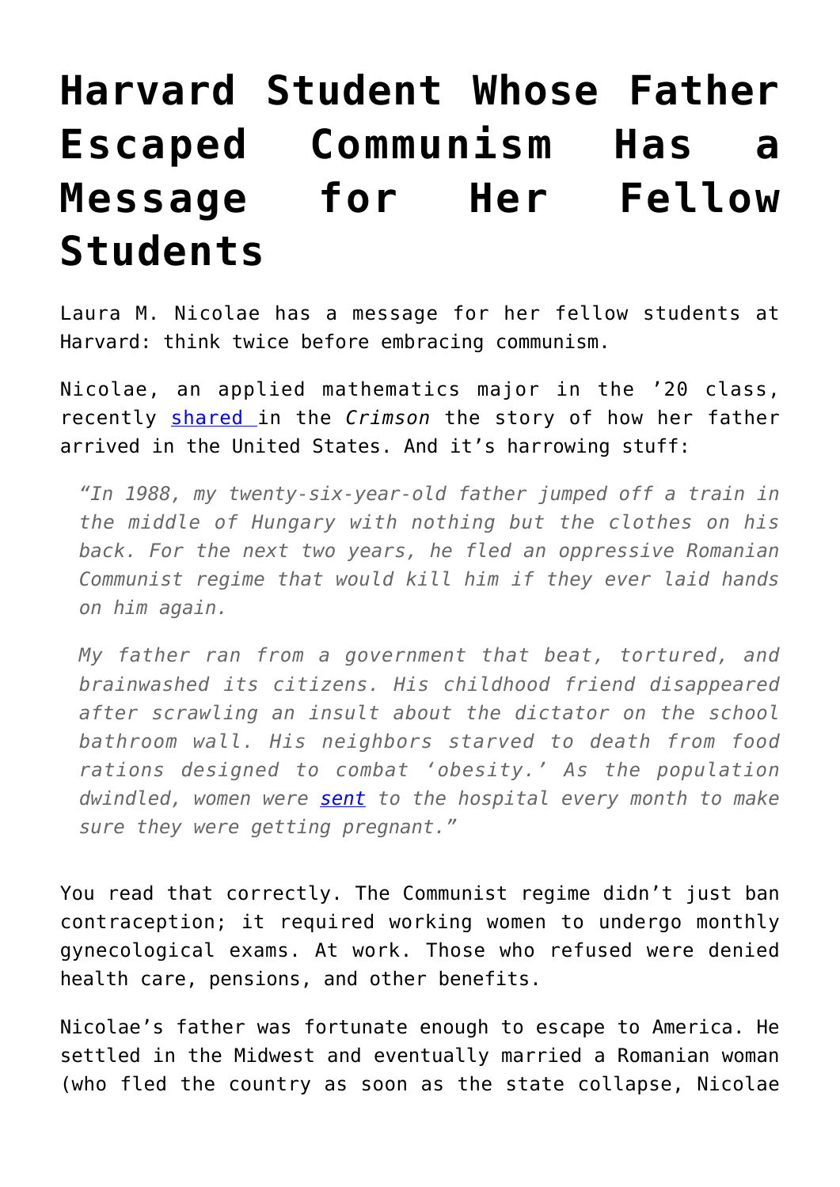# Harvard Student Whose Father Escaped Communism Has a Message for Her Fellow Students

Laura M. Nicolae has a message for her fellow students at Harvard: think twice before embracing communism.

Nicolae, an applied mathematics major in the '20 class, recently [shared ](#)in the *Crimson* the story of how her father arrived in the United States. And it's harrowing stuff:

> *"In 1988, my twenty-six-year-old father jumped off a train in the middle of Hungary with nothing but the clothes on his back. For the next two years, he fled an oppressive Romanian Communist regime that would kill him if they ever laid hands on him again.*
>
> *My father ran from a government that beat, tortured, and brainwashed its citizens. His childhood friend disappeared after scrawling an insult about the dictator on the school bathroom wall. His neighbors starved to death from food rations designed to combat 'obesity.' As the population dwindled, women were [sent](#) to the hospital every month to make sure they were getting pregnant."*

You read that correctly. The Communist regime didn't just ban contraception; it required working women to undergo monthly gynecological exams. At work. Those who refused were denied health care, pensions, and other benefits.

Nicolae's father was fortunate enough to escape to America. He settled in the Midwest and eventually married a Romanian woman (who fled the country as soon as the state collapse, Nicolae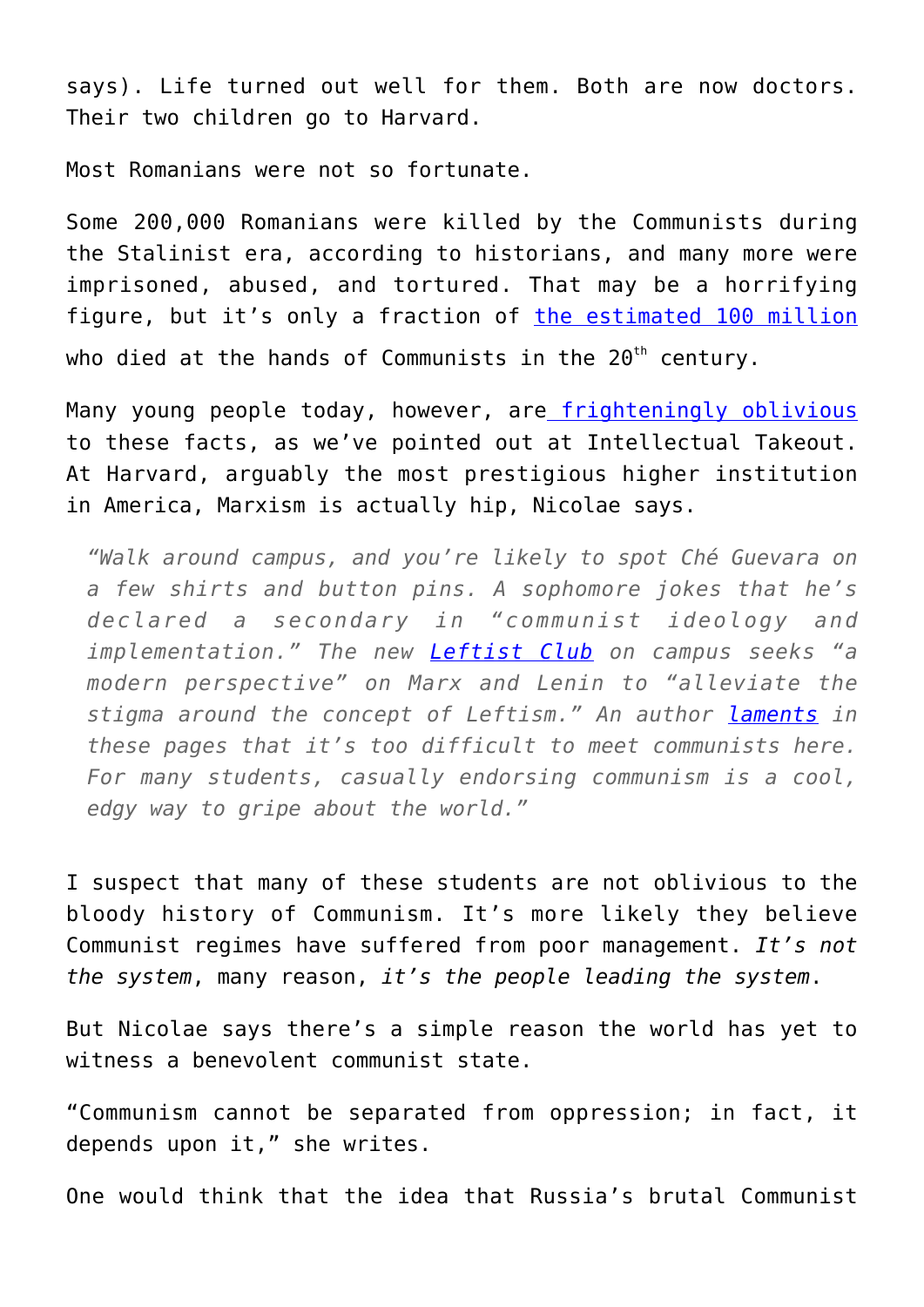says). Life turned out well for them. Both are now doctors. Their two children go to Harvard.

Most Romanians were not so fortunate.

Some 200,000 Romanians were killed by the Communists during the Stalinist era, according to historians, and many more were imprisoned, abused, and tortured. That may be a horrifying figure, but it's only a fraction of [the estimated 100 million] who died at the hands of Communists in the 20th century.

Many young people today, however, are [frighteningly oblivious] to these facts, as we've pointed out at Intellectual Takeout. At Harvard, arguably the most prestigious higher institution in America, Marxism is actually hip, Nicolae says.

> *"Walk around campus, and you're likely to spot Ché Guevara on a few shirts and button pins. A sophomore jokes that he's declared a secondary in "communist ideology and implementation." The new **Leftist Club** on campus seeks "a modern perspective" on Marx and Lenin to "alleviate the stigma around the concept of Leftism." An author **laments** in these pages that it's too difficult to meet communists here. For many students, casually endorsing communism is a cool, edgy way to gripe about the world."*

I suspect that many of these students are not oblivious to the bloody history of Communism. It's more likely they believe Communist regimes have suffered from poor management. *It's not the system*, many reason, *it's the people leading the system*.

But Nicolae says there's a simple reason the world has yet to witness a benevolent communist state.

"Communism cannot be separated from oppression; in fact, it depends upon it," she writes.

One would think that the idea that Russia's brutal Communist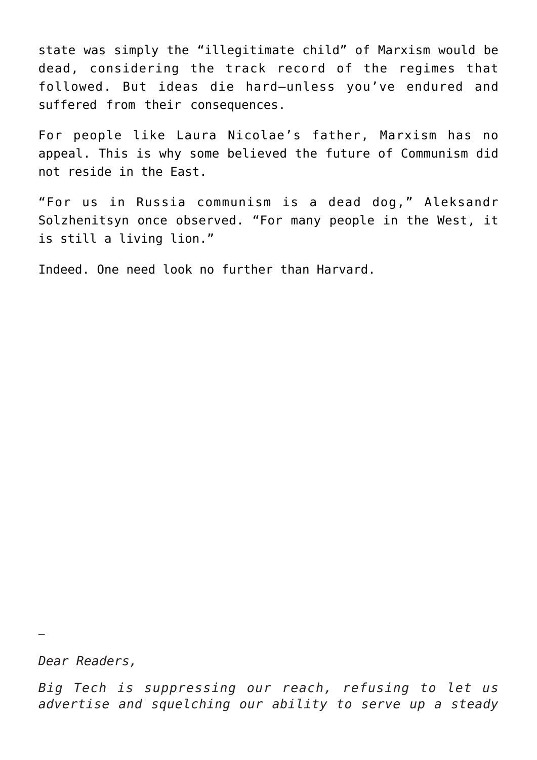state was simply the "illegitimate child" of Marxism would be dead, considering the track record of the regimes that followed. But ideas die hard—unless you've endured and suffered from their consequences.

For people like Laura Nicolae's father, Marxism has no appeal. This is why some believed the future of Communism did not reside in the East.

"For us in Russia communism is a dead dog," Aleksandr Solzhenitsyn once observed. "For many people in the West, it is still a living lion."

Indeed. One need look no further than Harvard.

—

*Dear Readers,*

*Big Tech is suppressing our reach, refusing to let us advertise and squelching our ability to serve up a steady*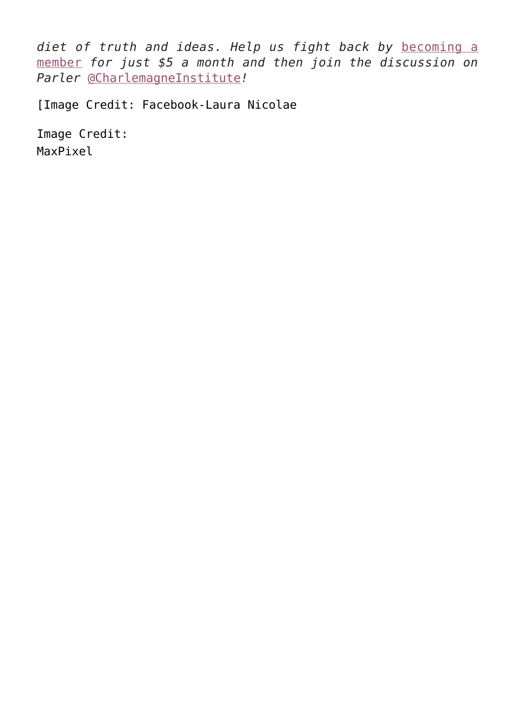*diet of truth and ideas. Help us fight back by* becoming a member *for just $5 a month and then join the discussion on Parler* @CharlemagneInstitute*!*

[Image Credit: Facebook-Laura Nicolae

Image Credit:
MaxPixel